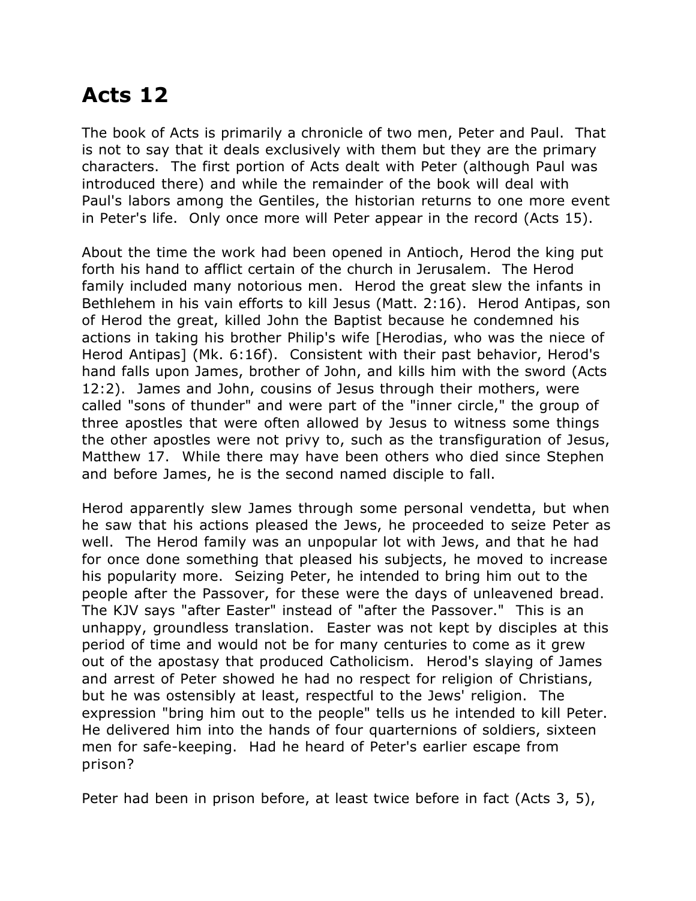# Acts 12

The book of Acts is primarily a chronicle of two men, Peter and Paul. That is not to say that it deals exclusively with them but they are the primary characters. The first portion of Acts dealt with Peter (although Paul was introduced there) and while the remainder of the book will deal with Paul's labors among the Gentiles, the historian returns to one more event in Peter's life. Only once more will Peter appear in the record (Acts 15).

About the time the work had been opened in Antioch, Herod the king put forth his hand to afflict certain of the church in Jerusalem. The Herod family included many notorious men. Herod the great slew the infants in Bethlehem in his vain efforts to kill Jesus (Matt. 2:16). Herod Antipas, son of Herod the great, killed John the Baptist because he condemned his actions in taking his brother Philip's wife [Herodias, who was the niece of Herod Antipas] (Mk. 6:16f). Consistent with their past behavior, Herod's hand falls upon James, brother of John, and kills him with the sword (Acts 12:2). James and John, cousins of Jesus through their mothers, were called "sons of thunder" and were part of the "inner circle," the group of three apostles that were often allowed by Jesus to witness some things the other apostles were not privy to, such as the transfiguration of Jesus, Matthew 17. While there may have been others who died since Stephen and before James, he is the second named disciple to fall.

Herod apparently slew James through some personal vendetta, but when he saw that his actions pleased the Jews, he proceeded to seize Peter as well. The Herod family was an unpopular lot with Jews, and that he had for once done something that pleased his subjects, he moved to increase his popularity more. Seizing Peter, he intended to bring him out to the people after the Passover, for these were the days of unleavened bread. The KJV says "after Easter" instead of "after the Passover." This is an unhappy, groundless translation. Easter was not kept by disciples at this period of time and would not be for many centuries to come as it grew out of the apostasy that produced Catholicism. Herod's slaying of James and arrest of Peter showed he had no respect for religion of Christians, but he was ostensibly at least, respectful to the Jews' religion. The expression "bring him out to the people" tells us he intended to kill Peter. He delivered him into the hands of four quarternions of soldiers, sixteen men for safe-keeping. Had he heard of Peter's earlier escape from prison?

Peter had been in prison before, at least twice before in fact (Acts 3, 5),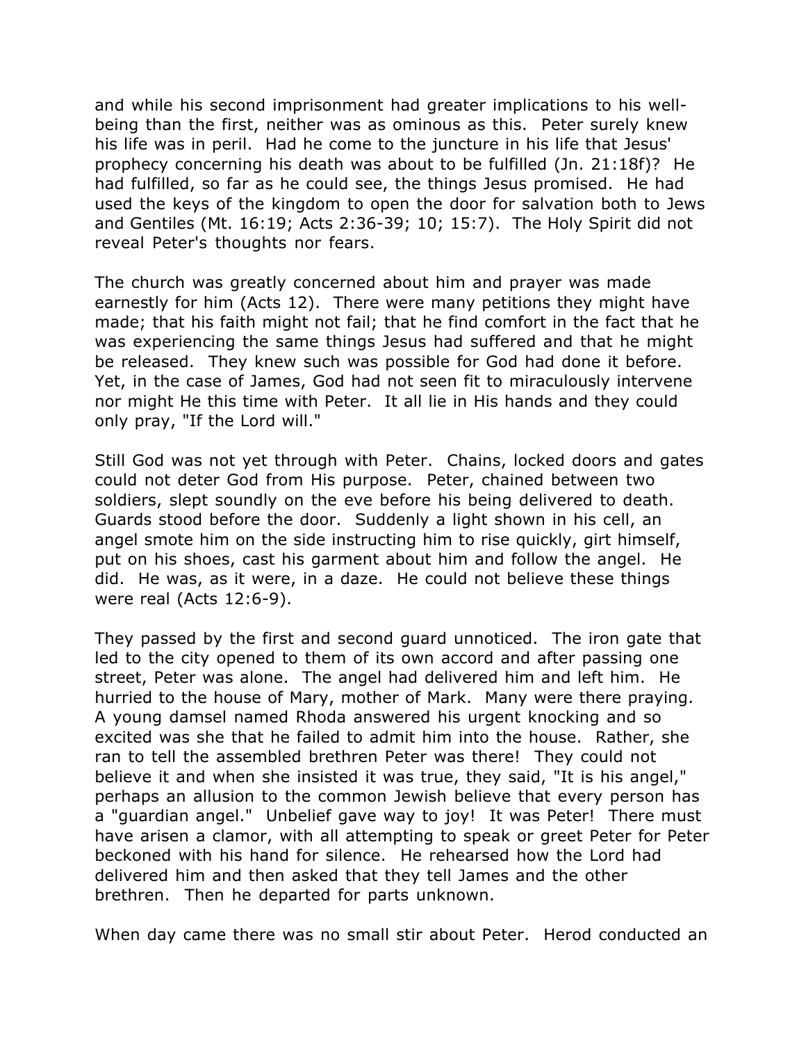and while his second imprisonment had greater implications to his well-being than the first, neither was as ominous as this. Peter surely knew his life was in peril. Had he come to the juncture in his life that Jesus' prophecy concerning his death was about to be fulfilled (Jn. 21:18f)? He had fulfilled, so far as he could see, the things Jesus promised. He had used the keys of the kingdom to open the door for salvation both to Jews and Gentiles (Mt. 16:19; Acts 2:36-39; 10; 15:7). The Holy Spirit did not reveal Peter's thoughts nor fears.

The church was greatly concerned about him and prayer was made earnestly for him (Acts 12). There were many petitions they might have made; that his faith might not fail; that he find comfort in the fact that he was experiencing the same things Jesus had suffered and that he might be released. They knew such was possible for God had done it before. Yet, in the case of James, God had not seen fit to miraculously intervene nor might He this time with Peter. It all lie in His hands and they could only pray, "If the Lord will."

Still God was not yet through with Peter. Chains, locked doors and gates could not deter God from His purpose. Peter, chained between two soldiers, slept soundly on the eve before his being delivered to death. Guards stood before the door. Suddenly a light shown in his cell, an angel smote him on the side instructing him to rise quickly, girt himself, put on his shoes, cast his garment about him and follow the angel. He did. He was, as it were, in a daze. He could not believe these things were real (Acts 12:6-9).

They passed by the first and second guard unnoticed. The iron gate that led to the city opened to them of its own accord and after passing one street, Peter was alone. The angel had delivered him and left him. He hurried to the house of Mary, mother of Mark. Many were there praying. A young damsel named Rhoda answered his urgent knocking and so excited was she that he failed to admit him into the house. Rather, she ran to tell the assembled brethren Peter was there! They could not believe it and when she insisted it was true, they said, "It is his angel," perhaps an allusion to the common Jewish believe that every person has a "guardian angel." Unbelief gave way to joy! It was Peter! There must have arisen a clamor, with all attempting to speak or greet Peter for Peter beckoned with his hand for silence. He rehearsed how the Lord had delivered him and then asked that they tell James and the other brethren. Then he departed for parts unknown.

When day came there was no small stir about Peter. Herod conducted an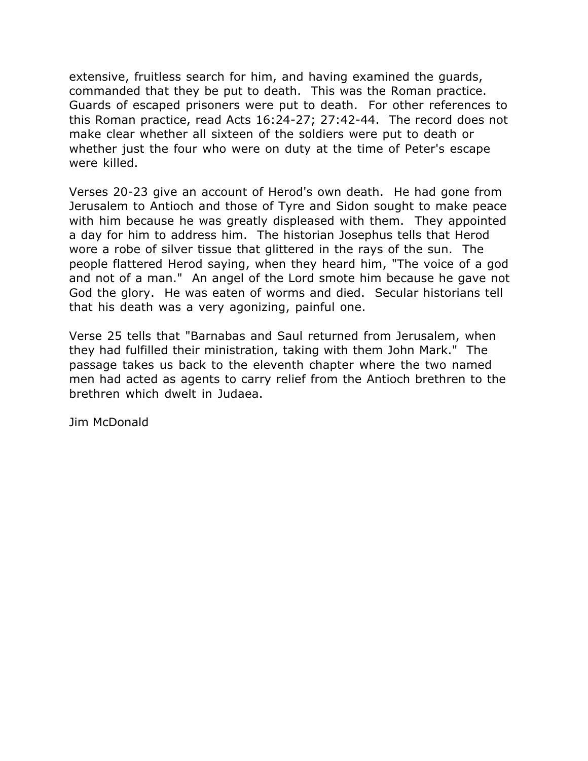extensive, fruitless search for him, and having examined the guards, commanded that they be put to death. This was the Roman practice. Guards of escaped prisoners were put to death. For other references to this Roman practice, read Acts 16:24-27; 27:42-44. The record does not make clear whether all sixteen of the soldiers were put to death or whether just the four who were on duty at the time of Peter's escape were killed.

Verses 20-23 give an account of Herod's own death. He had gone from Jerusalem to Antioch and those of Tyre and Sidon sought to make peace with him because he was greatly displeased with them. They appointed a day for him to address him. The historian Josephus tells that Herod wore a robe of silver tissue that glittered in the rays of the sun. The people flattered Herod saying, when they heard him, "The voice of a god and not of a man." An angel of the Lord smote him because he gave not God the glory. He was eaten of worms and died. Secular historians tell that his death was a very agonizing, painful one.

Verse 25 tells that "Barnabas and Saul returned from Jerusalem, when they had fulfilled their ministration, taking with them John Mark." The passage takes us back to the eleventh chapter where the two named men had acted as agents to carry relief from the Antioch brethren to the brethren which dwelt in Judaea.

Jim McDonald